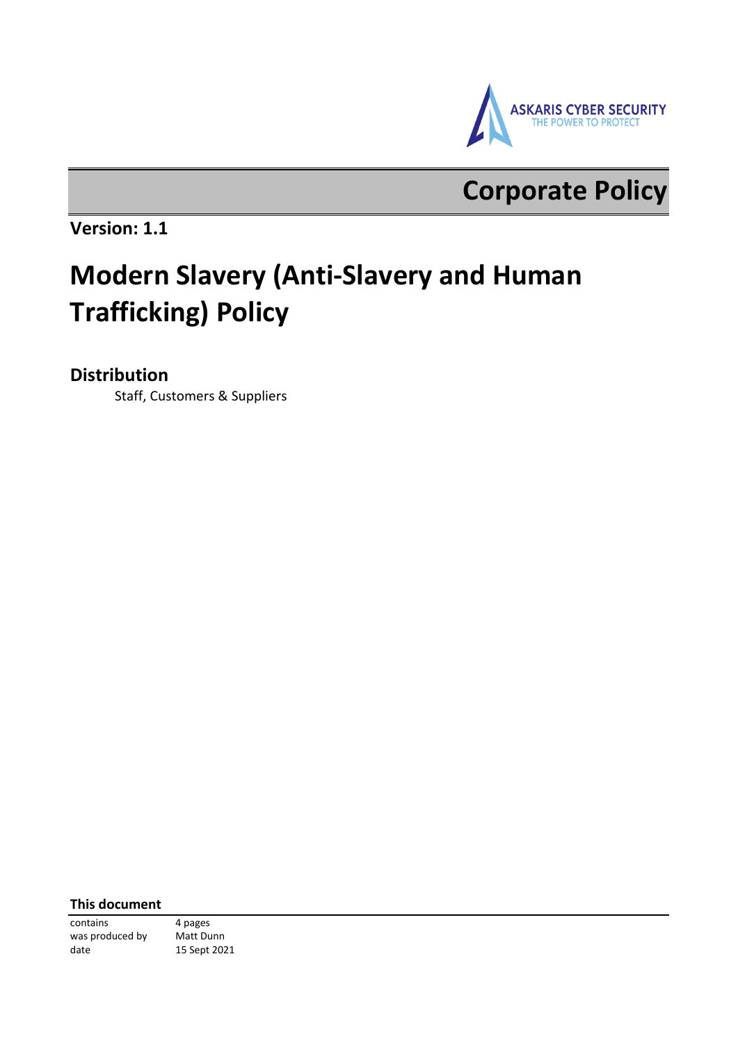ASKARIS CYBER SECURITY
THE POWER TO PROTECT

# Corporate Policy

**Version: 1.1**

# Modern Slavery (Anti-Slavery and Human Trafficking) Policy

## Distribution

Staff, Customers & Suppliers

**This document**

| | |
|---|---|
| contains | 4 pages |
| was produced by | Matt Dunn |
| date | 15 Sept 2021 |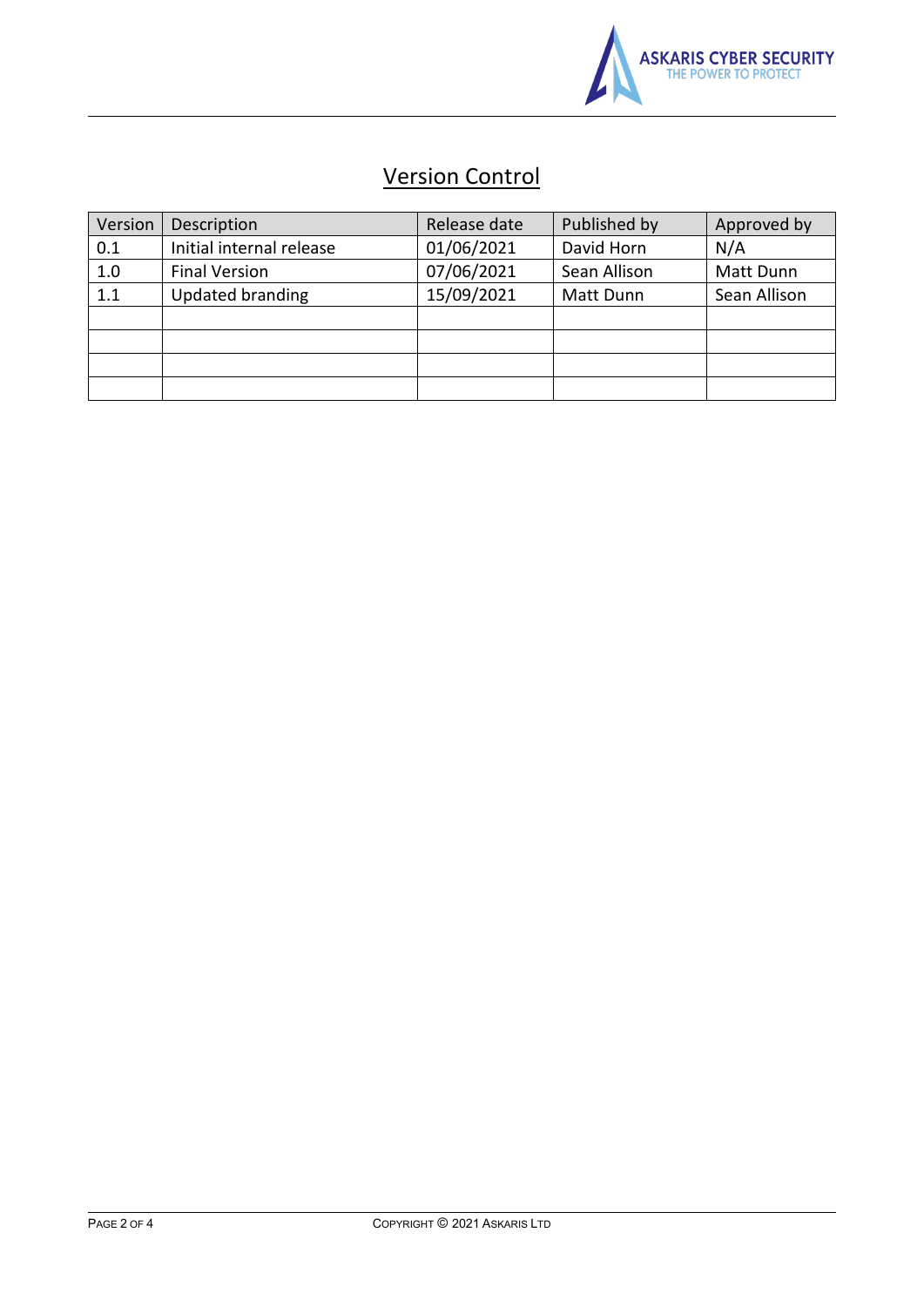## Version Control

| Version | Description | Release date | Published by | Approved by |
|---|---|---|---|---|
| 0.1 | Initial internal release | 01/06/2021 | David Horn | N/A |
| 1.0 | Final Version | 07/06/2021 | Sean Allison | Matt Dunn |
| 1.1 | Updated branding | 15/09/2021 | Matt Dunn | Sean Allison |
| | | | | |
| | | | | |
| | | | | |
| | | | | |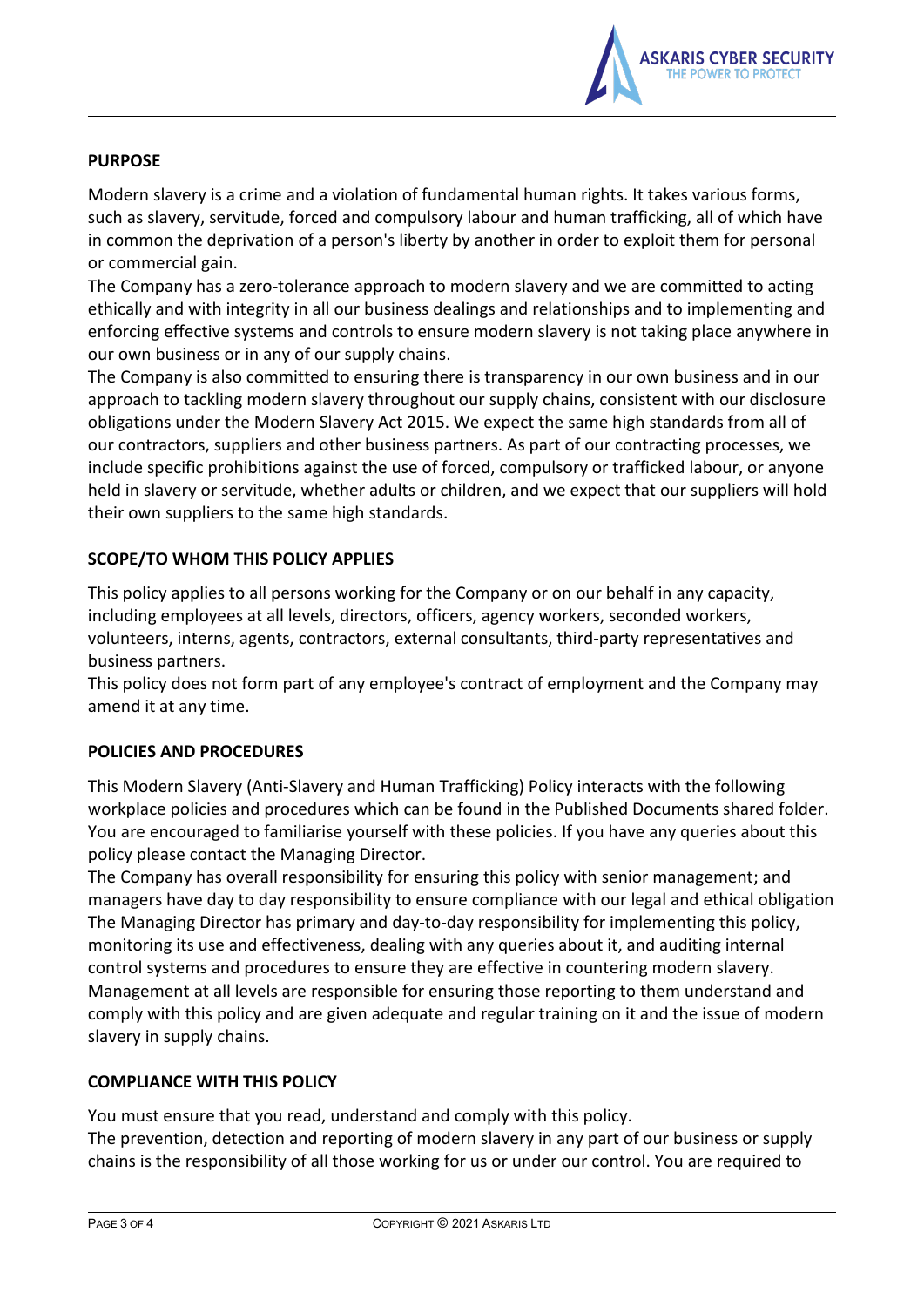## PURPOSE

Modern slavery is a crime and a violation of fundamental human rights. It takes various forms, such as slavery, servitude, forced and compulsory labour and human trafficking, all of which have in common the deprivation of a person's liberty by another in order to exploit them for personal or commercial gain.

The Company has a zero-tolerance approach to modern slavery and we are committed to acting ethically and with integrity in all our business dealings and relationships and to implementing and enforcing effective systems and controls to ensure modern slavery is not taking place anywhere in our own business or in any of our supply chains.

The Company is also committed to ensuring there is transparency in our own business and in our approach to tackling modern slavery throughout our supply chains, consistent with our disclosure obligations under the Modern Slavery Act 2015. We expect the same high standards from all of our contractors, suppliers and other business partners. As part of our contracting processes, we include specific prohibitions against the use of forced, compulsory or trafficked labour, or anyone held in slavery or servitude, whether adults or children, and we expect that our suppliers will hold their own suppliers to the same high standards.

## SCOPE/TO WHOM THIS POLICY APPLIES

This policy applies to all persons working for the Company or on our behalf in any capacity, including employees at all levels, directors, officers, agency workers, seconded workers, volunteers, interns, agents, contractors, external consultants, third-party representatives and business partners.

This policy does not form part of any employee's contract of employment and the Company may amend it at any time.

## POLICIES AND PROCEDURES

This Modern Slavery (Anti-Slavery and Human Trafficking) Policy interacts with the following workplace policies and procedures which can be found in the Published Documents shared folder. You are encouraged to familiarise yourself with these policies. If you have any queries about this policy please contact the Managing Director.

The Company has overall responsibility for ensuring this policy with senior management; and managers have day to day responsibility to ensure compliance with our legal and ethical obligation The Managing Director has primary and day-to-day responsibility for implementing this policy, monitoring its use and effectiveness, dealing with any queries about it, and auditing internal control systems and procedures to ensure they are effective in countering modern slavery.

Management at all levels are responsible for ensuring those reporting to them understand and comply with this policy and are given adequate and regular training on it and the issue of modern slavery in supply chains.

## COMPLIANCE WITH THIS POLICY

You must ensure that you read, understand and comply with this policy.

The prevention, detection and reporting of modern slavery in any part of our business or supply chains is the responsibility of all those working for us or under our control. You are required to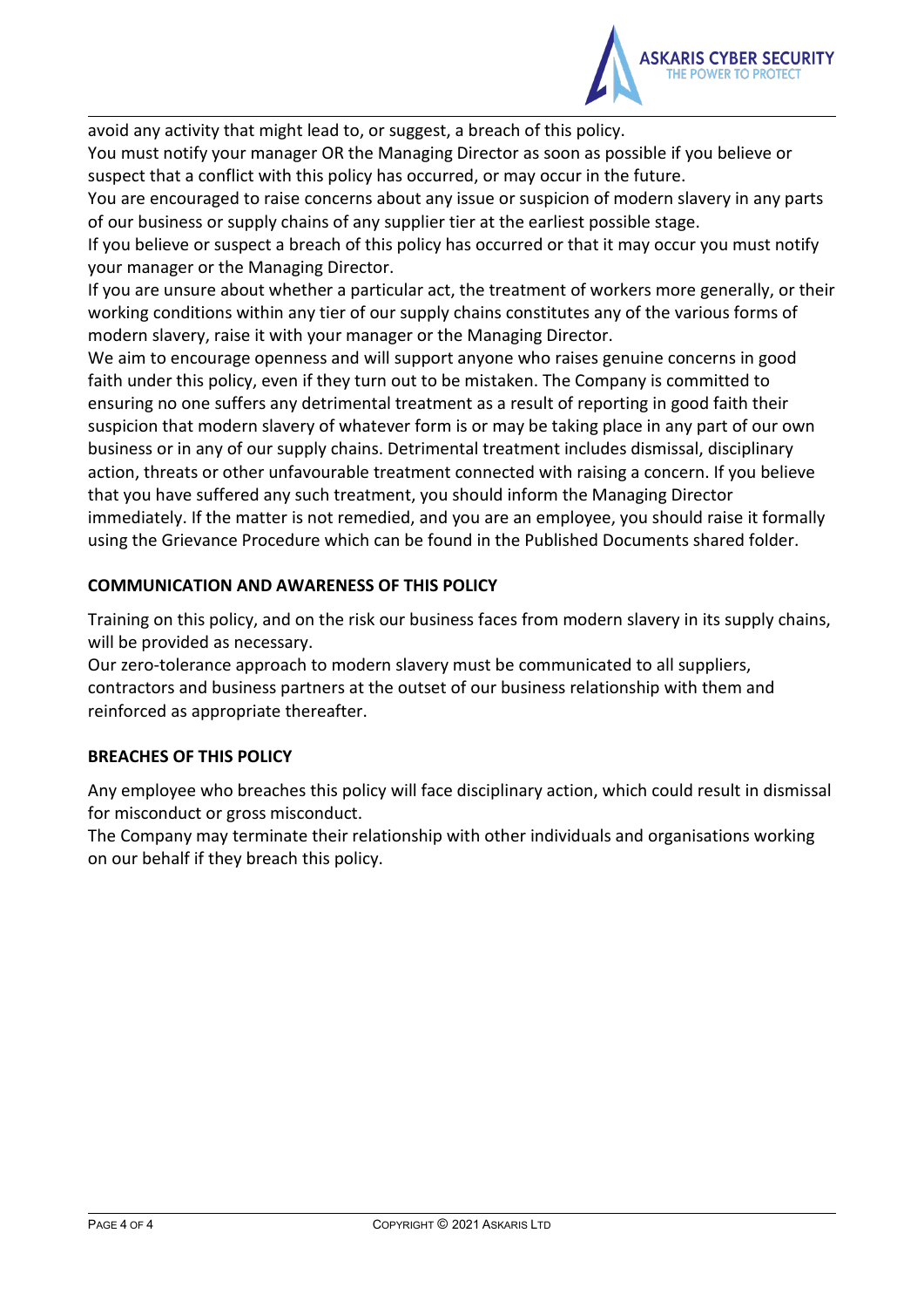avoid any activity that might lead to, or suggest, a breach of this policy.

You must notify your manager OR the Managing Director as soon as possible if you believe or suspect that a conflict with this policy has occurred, or may occur in the future.

You are encouraged to raise concerns about any issue or suspicion of modern slavery in any parts of our business or supply chains of any supplier tier at the earliest possible stage.

If you believe or suspect a breach of this policy has occurred or that it may occur you must notify your manager or the Managing Director.

If you are unsure about whether a particular act, the treatment of workers more generally, or their working conditions within any tier of our supply chains constitutes any of the various forms of modern slavery, raise it with your manager or the Managing Director.

We aim to encourage openness and will support anyone who raises genuine concerns in good faith under this policy, even if they turn out to be mistaken. The Company is committed to ensuring no one suffers any detrimental treatment as a result of reporting in good faith their suspicion that modern slavery of whatever form is or may be taking place in any part of our own business or in any of our supply chains. Detrimental treatment includes dismissal, disciplinary action, threats or other unfavourable treatment connected with raising a concern. If you believe that you have suffered any such treatment, you should inform the Managing Director immediately. If the matter is not remedied, and you are an employee, you should raise it formally using the Grievance Procedure which can be found in the Published Documents shared folder.

**COMMUNICATION AND AWARENESS OF THIS POLICY**

Training on this policy, and on the risk our business faces from modern slavery in its supply chains, will be provided as necessary.

Our zero-tolerance approach to modern slavery must be communicated to all suppliers, contractors and business partners at the outset of our business relationship with them and reinforced as appropriate thereafter.

**BREACHES OF THIS POLICY**

Any employee who breaches this policy will face disciplinary action, which could result in dismissal for misconduct or gross misconduct.

The Company may terminate their relationship with other individuals and organisations working on our behalf if they breach this policy.